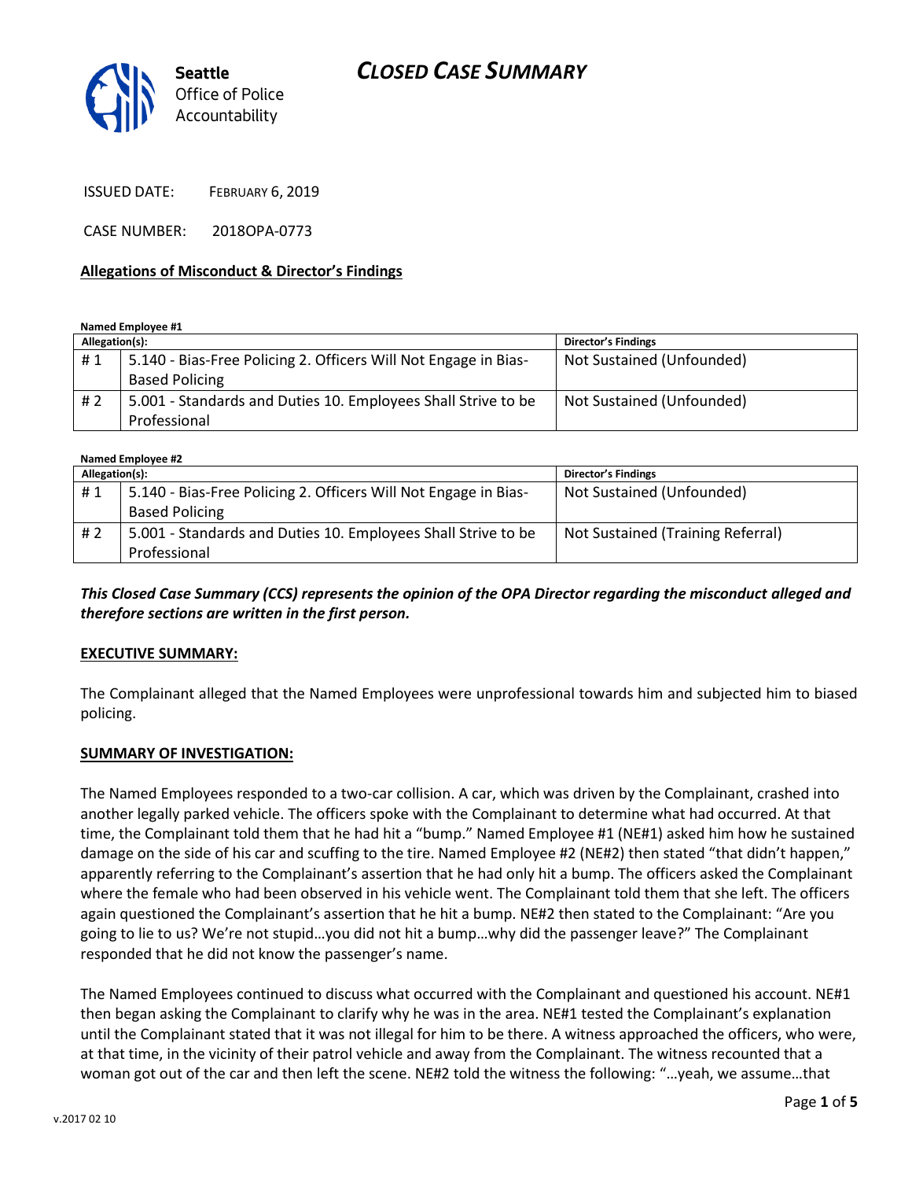# CLOSED CASE SUMMARY

Seattle Office of Police Accountability

ISSUED DATE: FEBRUARY 6, 2019

CASE NUMBER: 2018OPA-0773

**Allegations of Misconduct & Director's Findings**

**Named Employee #1**

| Allegation(s): | | Director's Findings |
|---|---|---|
| # 1 | 5.140 - Bias-Free Policing 2. Officers Will Not Engage in Bias-Based Policing | Not Sustained (Unfounded) |
| # 2 | 5.001 - Standards and Duties 10. Employees Shall Strive to be Professional | Not Sustained (Unfounded) |

**Named Employee #2**

| Allegation(s): | | Director's Findings |
|---|---|---|
| # 1 | 5.140 - Bias-Free Policing 2. Officers Will Not Engage in Bias-Based Policing | Not Sustained (Unfounded) |
| # 2 | 5.001 - Standards and Duties 10. Employees Shall Strive to be Professional | Not Sustained (Training Referral) |

***This Closed Case Summary (CCS) represents the opinion of the OPA Director regarding the misconduct alleged and therefore sections are written in the first person.***

**EXECUTIVE SUMMARY:**

The Complainant alleged that the Named Employees were unprofessional towards him and subjected him to biased policing.

**SUMMARY OF INVESTIGATION:**

The Named Employees responded to a two-car collision. A car, which was driven by the Complainant, crashed into another legally parked vehicle. The officers spoke with the Complainant to determine what had occurred. At that time, the Complainant told them that he had hit a "bump." Named Employee #1 (NE#1) asked him how he sustained damage on the side of his car and scuffing to the tire. Named Employee #2 (NE#2) then stated "that didn't happen," apparently referring to the Complainant's assertion that he had only hit a bump. The officers asked the Complainant where the female who had been observed in his vehicle went. The Complainant told them that she left. The officers again questioned the Complainant's assertion that he hit a bump. NE#2 then stated to the Complainant: "Are you going to lie to us? We're not stupid…you did not hit a bump…why did the passenger leave?" The Complainant responded that he did not know the passenger's name.

The Named Employees continued to discuss what occurred with the Complainant and questioned his account. NE#1 then began asking the Complainant to clarify why he was in the area. NE#1 tested the Complainant's explanation until the Complainant stated that it was not illegal for him to be there. A witness approached the officers, who were, at that time, in the vicinity of their patrol vehicle and away from the Complainant. The witness recounted that a woman got out of the car and then left the scene. NE#2 told the witness the following: "…yeah, we assume…that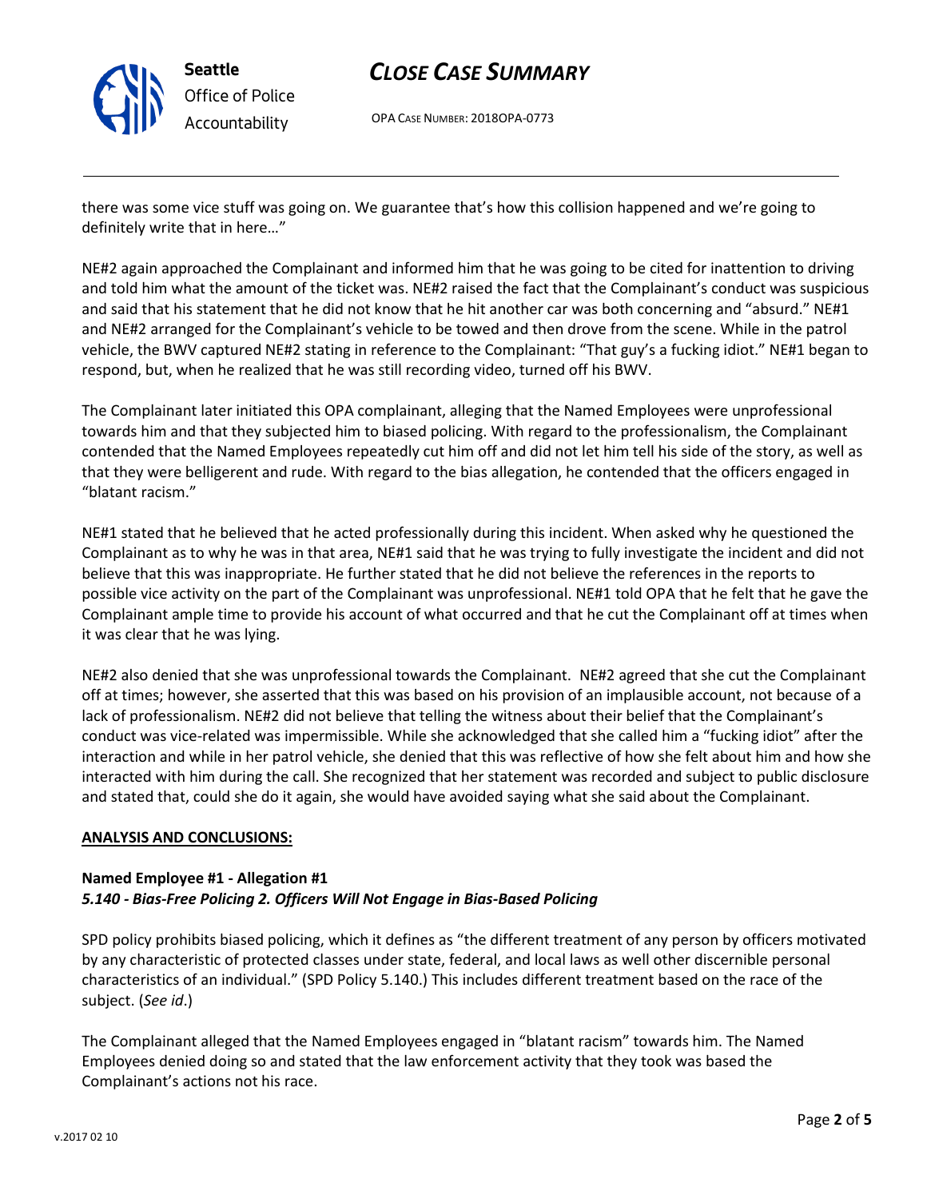there was some vice stuff was going on. We guarantee that's how this collision happened and we're going to definitely write that in here…"

NE#2 again approached the Complainant and informed him that he was going to be cited for inattention to driving and told him what the amount of the ticket was. NE#2 raised the fact that the Complainant's conduct was suspicious and said that his statement that he did not know that he hit another car was both concerning and "absurd." NE#1 and NE#2 arranged for the Complainant's vehicle to be towed and then drove from the scene. While in the patrol vehicle, the BWV captured NE#2 stating in reference to the Complainant: "That guy's a fucking idiot." NE#1 began to respond, but, when he realized that he was still recording video, turned off his BWV.

The Complainant later initiated this OPA complainant, alleging that the Named Employees were unprofessional towards him and that they subjected him to biased policing. With regard to the professionalism, the Complainant contended that the Named Employees repeatedly cut him off and did not let him tell his side of the story, as well as that they were belligerent and rude. With regard to the bias allegation, he contended that the officers engaged in "blatant racism."

NE#1 stated that he believed that he acted professionally during this incident. When asked why he questioned the Complainant as to why he was in that area, NE#1 said that he was trying to fully investigate the incident and did not believe that this was inappropriate. He further stated that he did not believe the references in the reports to possible vice activity on the part of the Complainant was unprofessional. NE#1 told OPA that he felt that he gave the Complainant ample time to provide his account of what occurred and that he cut the Complainant off at times when it was clear that he was lying.

NE#2 also denied that she was unprofessional towards the Complainant. NE#2 agreed that she cut the Complainant off at times; however, she asserted that this was based on his provision of an implausible account, not because of a lack of professionalism. NE#2 did not believe that telling the witness about their belief that the Complainant's conduct was vice-related was impermissible. While she acknowledged that she called him a "fucking idiot" after the interaction and while in her patrol vehicle, she denied that this was reflective of how she felt about him and how she interacted with him during the call. She recognized that her statement was recorded and subject to public disclosure and stated that, could she do it again, she would have avoided saying what she said about the Complainant.

## ANALYSIS AND CONCLUSIONS:

**Named Employee #1 - Allegation #1**
***5.140 - Bias-Free Policing 2. Officers Will Not Engage in Bias-Based Policing***

SPD policy prohibits biased policing, which it defines as "the different treatment of any person by officers motivated by any characteristic of protected classes under state, federal, and local laws as well other discernible personal characteristics of an individual." (SPD Policy 5.140.) This includes different treatment based on the race of the subject. (*See id*.)

The Complainant alleged that the Named Employees engaged in "blatant racism" towards him. The Named Employees denied doing so and stated that the law enforcement activity that they took was based the Complainant's actions not his race.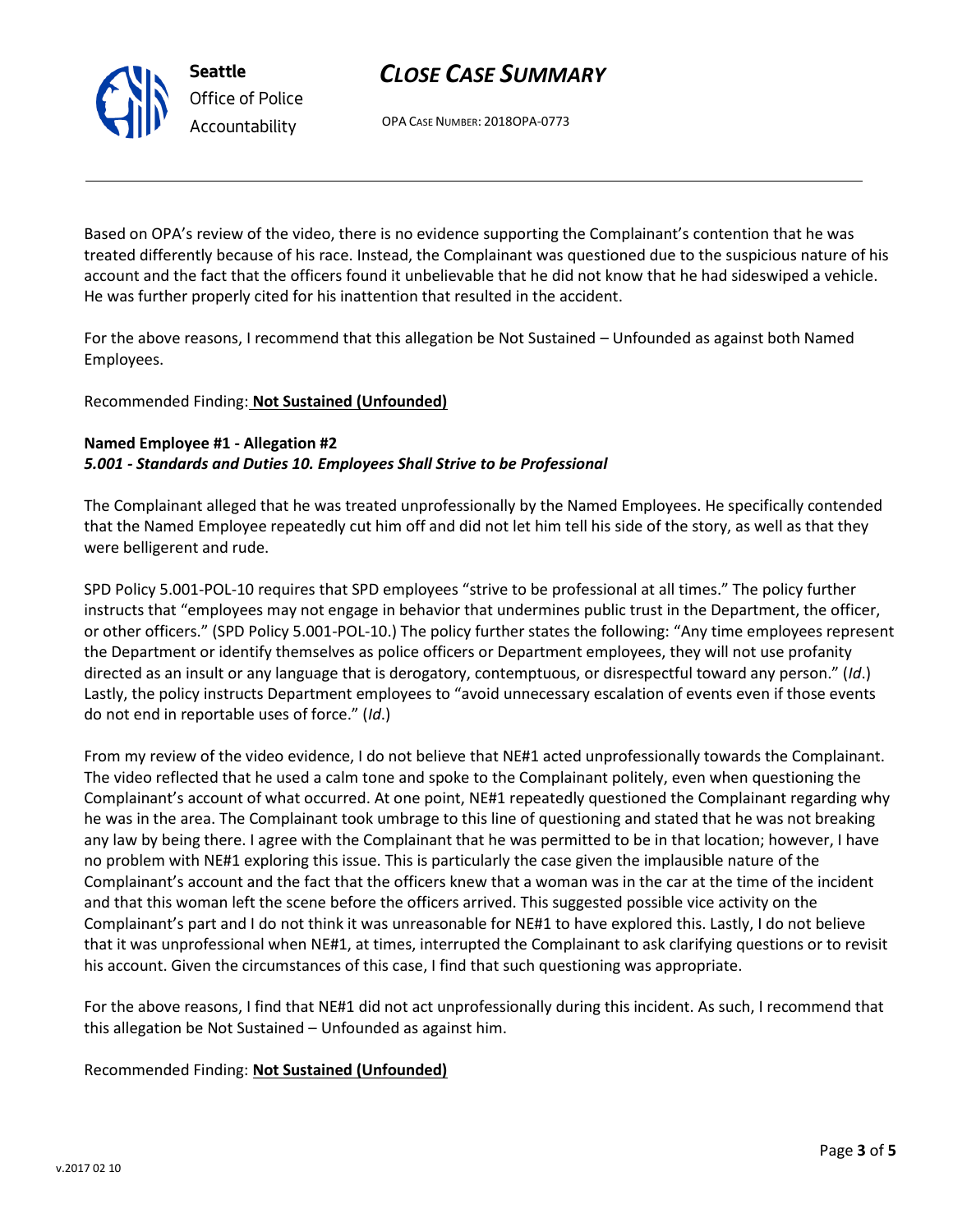Based on OPA's review of the video, there is no evidence supporting the Complainant's contention that he was treated differently because of his race. Instead, the Complainant was questioned due to the suspicious nature of his account and the fact that the officers found it unbelievable that he did not know that he had sideswiped a vehicle. He was further properly cited for his inattention that resulted in the accident.

For the above reasons, I recommend that this allegation be Not Sustained – Unfounded as against both Named Employees.

Recommended Finding: **Not Sustained (Unfounded)**

**Named Employee #1 - Allegation #2**
***5.001 - Standards and Duties 10. Employees Shall Strive to be Professional***

The Complainant alleged that he was treated unprofessionally by the Named Employees. He specifically contended that the Named Employee repeatedly cut him off and did not let him tell his side of the story, as well as that they were belligerent and rude.

SPD Policy 5.001-POL-10 requires that SPD employees "strive to be professional at all times." The policy further instructs that "employees may not engage in behavior that undermines public trust in the Department, the officer, or other officers." (SPD Policy 5.001-POL-10.) The policy further states the following: "Any time employees represent the Department or identify themselves as police officers or Department employees, they will not use profanity directed as an insult or any language that is derogatory, contemptuous, or disrespectful toward any person." (*Id*.) Lastly, the policy instructs Department employees to "avoid unnecessary escalation of events even if those events do not end in reportable uses of force." (*Id*.)

From my review of the video evidence, I do not believe that NE#1 acted unprofessionally towards the Complainant. The video reflected that he used a calm tone and spoke to the Complainant politely, even when questioning the Complainant's account of what occurred. At one point, NE#1 repeatedly questioned the Complainant regarding why he was in the area. The Complainant took umbrage to this line of questioning and stated that he was not breaking any law by being there. I agree with the Complainant that he was permitted to be in that location; however, I have no problem with NE#1 exploring this issue. This is particularly the case given the implausible nature of the Complainant's account and the fact that the officers knew that a woman was in the car at the time of the incident and that this woman left the scene before the officers arrived. This suggested possible vice activity on the Complainant's part and I do not think it was unreasonable for NE#1 to have explored this. Lastly, I do not believe that it was unprofessional when NE#1, at times, interrupted the Complainant to ask clarifying questions or to revisit his account. Given the circumstances of this case, I find that such questioning was appropriate.

For the above reasons, I find that NE#1 did not act unprofessionally during this incident. As such, I recommend that this allegation be Not Sustained – Unfounded as against him.

Recommended Finding: **Not Sustained (Unfounded)**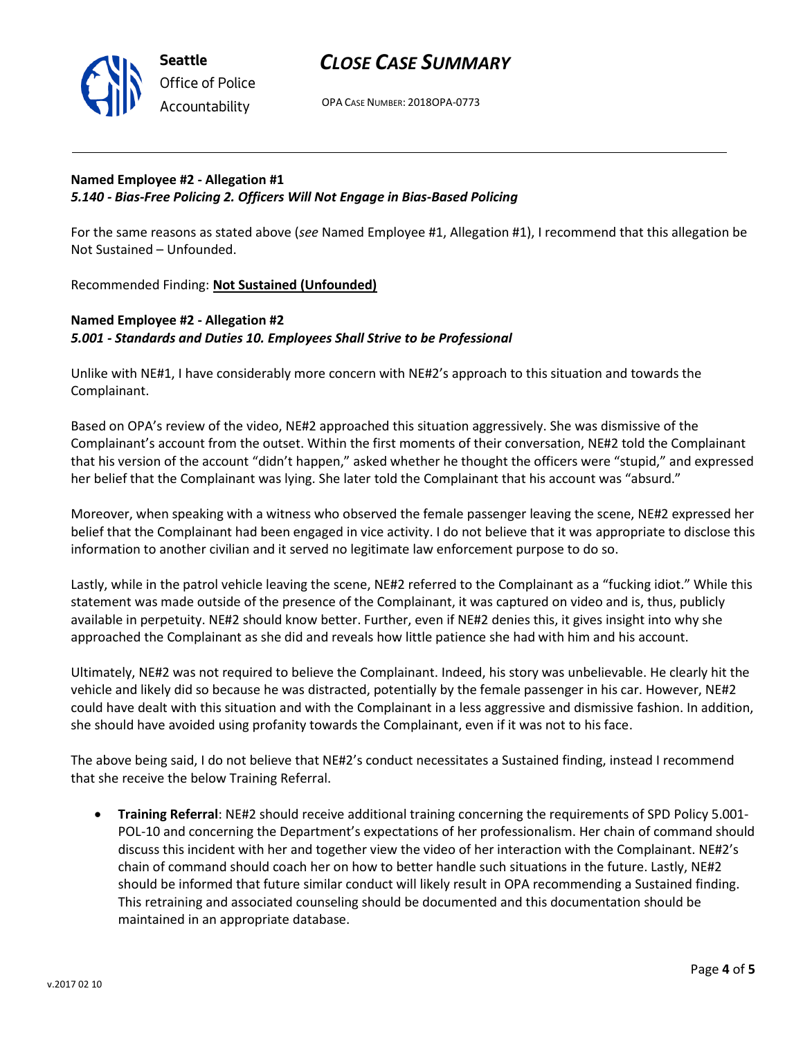**Named Employee #2 - Allegation #1**
***5.140 - Bias-Free Policing 2. Officers Will Not Engage in Bias-Based Policing***

For the same reasons as stated above (*see* Named Employee #1, Allegation #1), I recommend that this allegation be Not Sustained – Unfounded.

Recommended Finding: **Not Sustained (Unfounded)**

**Named Employee #2 - Allegation #2**
***5.001 - Standards and Duties 10. Employees Shall Strive to be Professional***

Unlike with NE#1, I have considerably more concern with NE#2's approach to this situation and towards the Complainant.

Based on OPA's review of the video, NE#2 approached this situation aggressively. She was dismissive of the Complainant's account from the outset. Within the first moments of their conversation, NE#2 told the Complainant that his version of the account "didn't happen," asked whether he thought the officers were "stupid," and expressed her belief that the Complainant was lying. She later told the Complainant that his account was "absurd."

Moreover, when speaking with a witness who observed the female passenger leaving the scene, NE#2 expressed her belief that the Complainant had been engaged in vice activity. I do not believe that it was appropriate to disclose this information to another civilian and it served no legitimate law enforcement purpose to do so.

Lastly, while in the patrol vehicle leaving the scene, NE#2 referred to the Complainant as a "fucking idiot." While this statement was made outside of the presence of the Complainant, it was captured on video and is, thus, publicly available in perpetuity. NE#2 should know better. Further, even if NE#2 denies this, it gives insight into why she approached the Complainant as she did and reveals how little patience she had with him and his account.

Ultimately, NE#2 was not required to believe the Complainant. Indeed, his story was unbelievable. He clearly hit the vehicle and likely did so because he was distracted, potentially by the female passenger in his car. However, NE#2 could have dealt with this situation and with the Complainant in a less aggressive and dismissive fashion. In addition, she should have avoided using profanity towards the Complainant, even if it was not to his face.

The above being said, I do not believe that NE#2's conduct necessitates a Sustained finding, instead I recommend that she receive the below Training Referral.

- **Training Referral**: NE#2 should receive additional training concerning the requirements of SPD Policy 5.001-POL-10 and concerning the Department's expectations of her professionalism. Her chain of command should discuss this incident with her and together view the video of her interaction with the Complainant. NE#2's chain of command should coach her on how to better handle such situations in the future. Lastly, NE#2 should be informed that future similar conduct will likely result in OPA recommending a Sustained finding. This retraining and associated counseling should be documented and this documentation should be maintained in an appropriate database.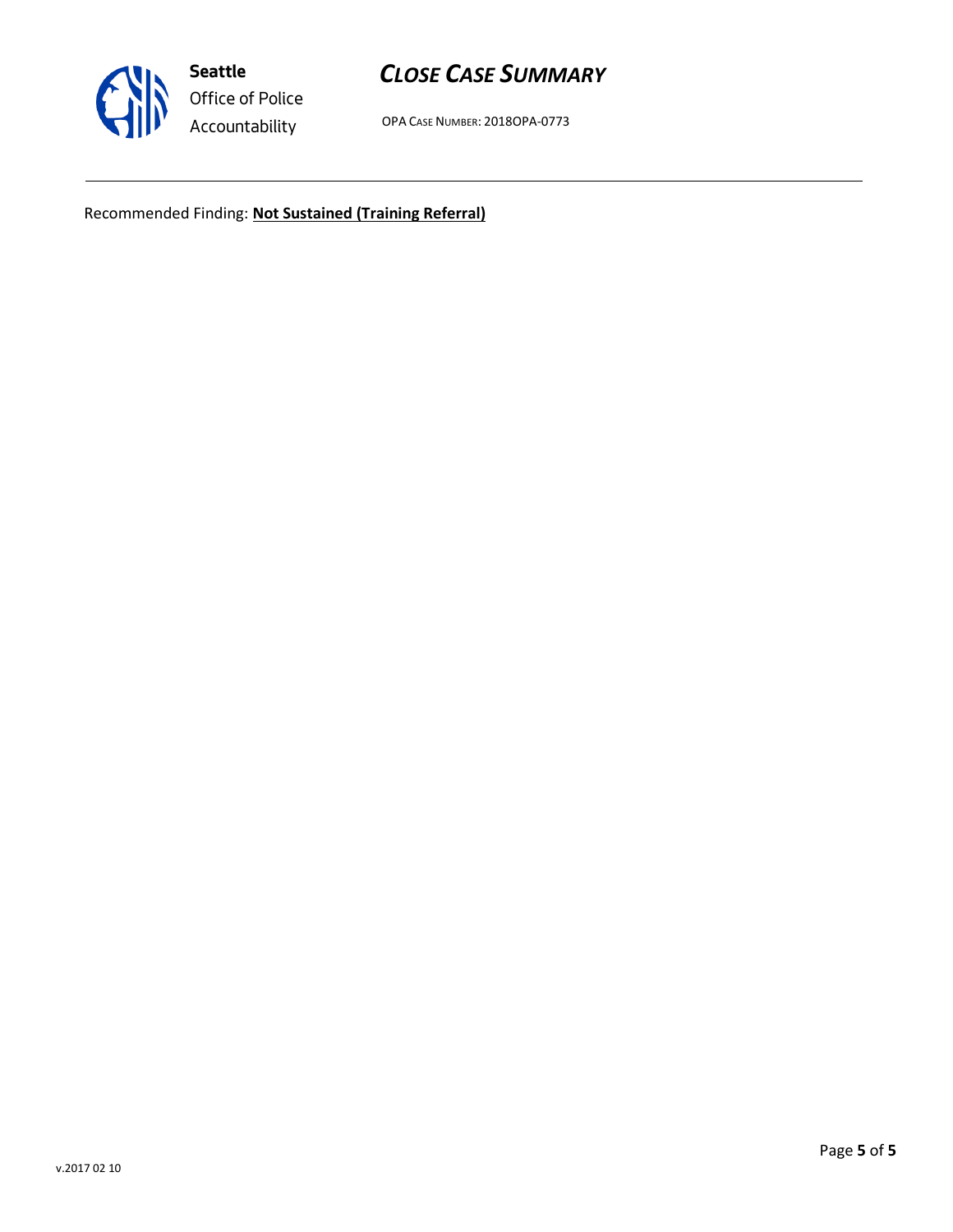Recommended Finding: **Not Sustained (Training Referral)**